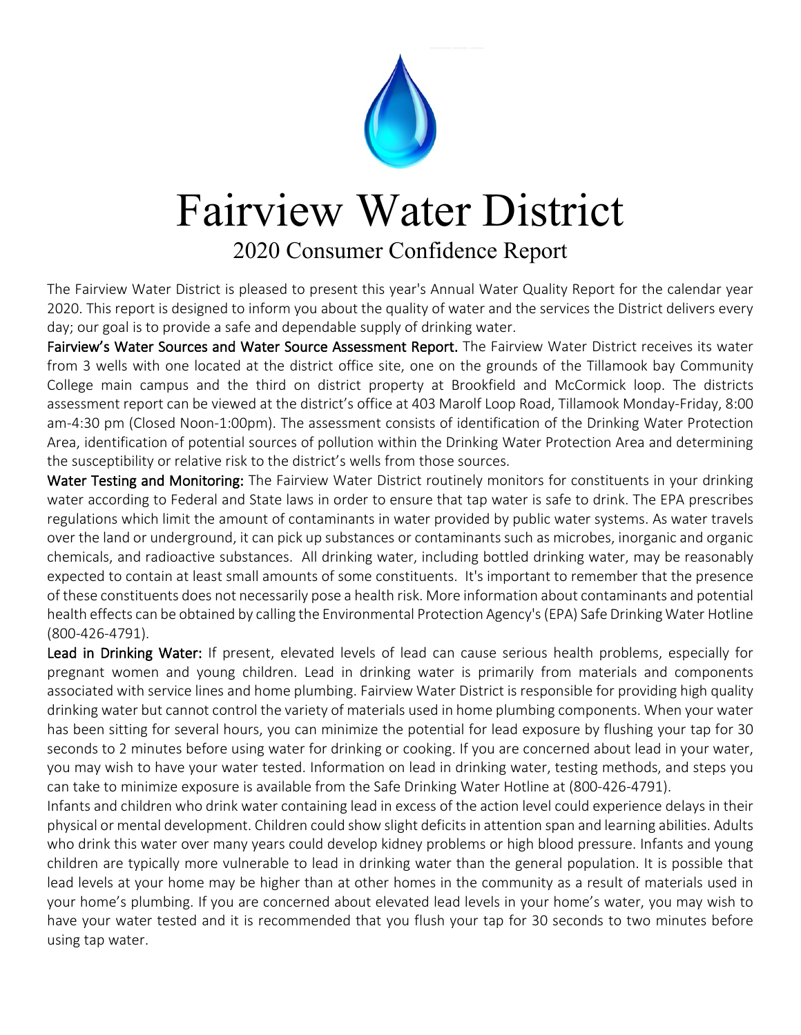# Fairview Water District

## 2020 Consumer Confidence Report

The Fairview Water District is pleased to present this year's Annual Water Quality Report for the calendar year 2020. This report is designed to inform you about the quality of water and the services the District delivers every day; our goal is to provide a safe and dependable supply of drinking water.

**Fairview's Water Sources and Water Source Assessment Report.** The Fairview Water District receives its water from 3 wells with one located at the district office site, one on the grounds of the Tillamook bay Community College main campus and the third on district property at Brookfield and McCormick loop. The districts assessment report can be viewed at the district's office at 403 Marolf Loop Road, Tillamook Monday-Friday, 8:00 am-4:30 pm (Closed Noon-1:00pm). The assessment consists of identification of the Drinking Water Protection Area, identification of potential sources of pollution within the Drinking Water Protection Area and determining the susceptibility or relative risk to the district's wells from those sources.

**Water Testing and Monitoring:** The Fairview Water District routinely monitors for constituents in your drinking water according to Federal and State laws in order to ensure that tap water is safe to drink. The EPA prescribes regulations which limit the amount of contaminants in water provided by public water systems. As water travels over the land or underground, it can pick up substances or contaminants such as microbes, inorganic and organic chemicals, and radioactive substances. All drinking water, including bottled drinking water, may be reasonably expected to contain at least small amounts of some constituents. It's important to remember that the presence of these constituents does not necessarily pose a health risk. More information about contaminants and potential health effects can be obtained by calling the Environmental Protection Agency's (EPA) Safe Drinking Water Hotline (800-426-4791).

**Lead in Drinking Water:** If present, elevated levels of lead can cause serious health problems, especially for pregnant women and young children. Lead in drinking water is primarily from materials and components associated with service lines and home plumbing. Fairview Water District is responsible for providing high quality drinking water but cannot control the variety of materials used in home plumbing components. When your water has been sitting for several hours, you can minimize the potential for lead exposure by flushing your tap for 30 seconds to 2 minutes before using water for drinking or cooking. If you are concerned about lead in your water, you may wish to have your water tested. Information on lead in drinking water, testing methods, and steps you can take to minimize exposure is available from the Safe Drinking Water Hotline at (800-426-4791).

Infants and children who drink water containing lead in excess of the action level could experience delays in their physical or mental development. Children could show slight deficits in attention span and learning abilities. Adults who drink this water over many years could develop kidney problems or high blood pressure. Infants and young children are typically more vulnerable to lead in drinking water than the general population. It is possible that lead levels at your home may be higher than at other homes in the community as a result of materials used in your home's plumbing. If you are concerned about elevated lead levels in your home's water, you may wish to have your water tested and it is recommended that you flush your tap for 30 seconds to two minutes before using tap water.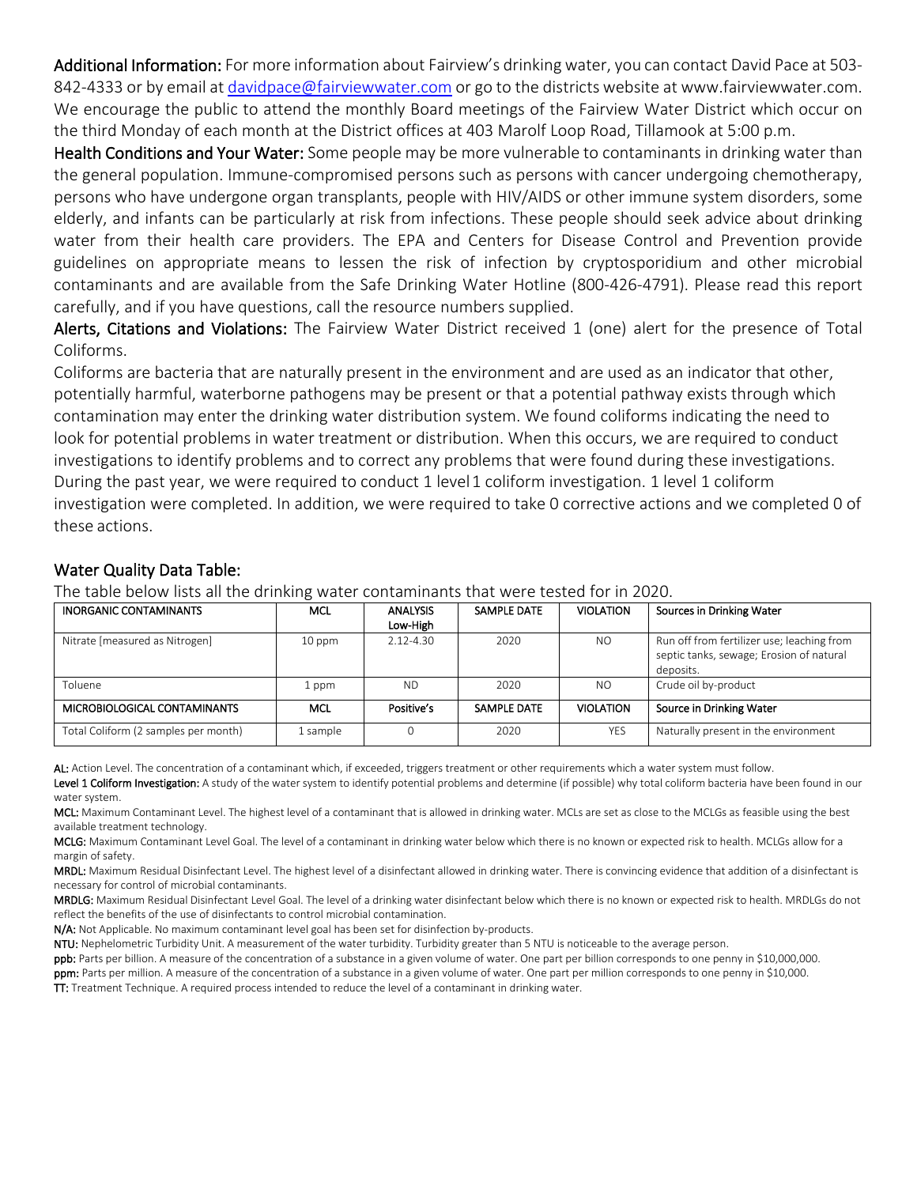**Additional Information:** For more information about Fairview's drinking water, you can contact David Pace at 503-842-4333 or by email at davidpace@fairviewwater.com or go to the districts website at www.fairviewwater.com. We encourage the public to attend the monthly Board meetings of the Fairview Water District which occur on the third Monday of each month at the District offices at 403 Marolf Loop Road, Tillamook at 5:00 p.m.

**Health Conditions and Your Water:** Some people may be more vulnerable to contaminants in drinking water than the general population. Immune-compromised persons such as persons with cancer undergoing chemotherapy, persons who have undergone organ transplants, people with HIV/AIDS or other immune system disorders, some elderly, and infants can be particularly at risk from infections. These people should seek advice about drinking water from their health care providers. The EPA and Centers for Disease Control and Prevention provide guidelines on appropriate means to lessen the risk of infection by cryptosporidium and other microbial contaminants and are available from the Safe Drinking Water Hotline (800-426-4791). Please read this report carefully, and if you have questions, call the resource numbers supplied.

**Alerts, Citations and Violations:** The Fairview Water District received 1 (one) alert for the presence of Total Coliforms.

Coliforms are bacteria that are naturally present in the environment and are used as an indicator that other, potentially harmful, waterborne pathogens may be present or that a potential pathway exists through which contamination may enter the drinking water distribution system. We found coliforms indicating the need to look for potential problems in water treatment or distribution. When this occurs, we are required to conduct investigations to identify problems and to correct any problems that were found during these investigations. During the past year, we were required to conduct 1 level 1 coliform investigation. 1 level 1 coliform investigation were completed. In addition, we were required to take 0 corrective actions and we completed 0 of these actions.

## Water Quality Data Table:

The table below lists all the drinking water contaminants that were tested for in 2020.

| INORGANIC CONTAMINANTS | MCL | ANALYSIS Low-High | SAMPLE DATE | VIOLATION | Sources in Drinking Water |
|---|---|---|---|---|---|
| Nitrate [measured as Nitrogen] | 10 ppm | 2.12-4.30 | 2020 | NO | Run off from fertilizer use; leaching from septic tanks, sewage; Erosion of natural deposits. |
| Toluene | 1 ppm | ND | 2020 | NO | Crude oil by-product |
| **MICROBIOLOGICAL CONTAMINANTS** | **MCL** | **Positive's** | **SAMPLE DATE** | **VIOLATION** | **Source in Drinking Water** |
| Total Coliform (2 samples per month) | 1 sample | 0 | 2020 | YES | Naturally present in the environment |

**AL:** Action Level. The concentration of a contaminant which, if exceeded, triggers treatment or other requirements which a water system must follow.

**Level 1 Coliform Investigation:** A study of the water system to identify potential problems and determine (if possible) why total coliform bacteria have been found in our water system.

**MCL:** Maximum Contaminant Level. The highest level of a contaminant that is allowed in drinking water. MCLs are set as close to the MCLGs as feasible using the best available treatment technology.

**MCLG:** Maximum Contaminant Level Goal. The level of a contaminant in drinking water below which there is no known or expected risk to health. MCLGs allow for a margin of safety.

**MRDL:** Maximum Residual Disinfectant Level. The highest level of a disinfectant allowed in drinking water. There is convincing evidence that addition of a disinfectant is necessary for control of microbial contaminants.

**MRDLG:** Maximum Residual Disinfectant Level Goal. The level of a drinking water disinfectant below which there is no known or expected risk to health. MRDLGs do not reflect the benefits of the use of disinfectants to control microbial contamination.

**N/A:** Not Applicable. No maximum contaminant level goal has been set for disinfection by-products.

**NTU:** Nephelometric Turbidity Unit. A measurement of the water turbidity. Turbidity greater than 5 NTU is noticeable to the average person.

**ppb:** Parts per billion. A measure of the concentration of a substance in a given volume of water. One part per billion corresponds to one penny in $10,000,000.

**ppm:** Parts per million. A measure of the concentration of a substance in a given volume of water. One part per million corresponds to one penny in $10,000.

**TT:** Treatment Technique. A required process intended to reduce the level of a contaminant in drinking water.